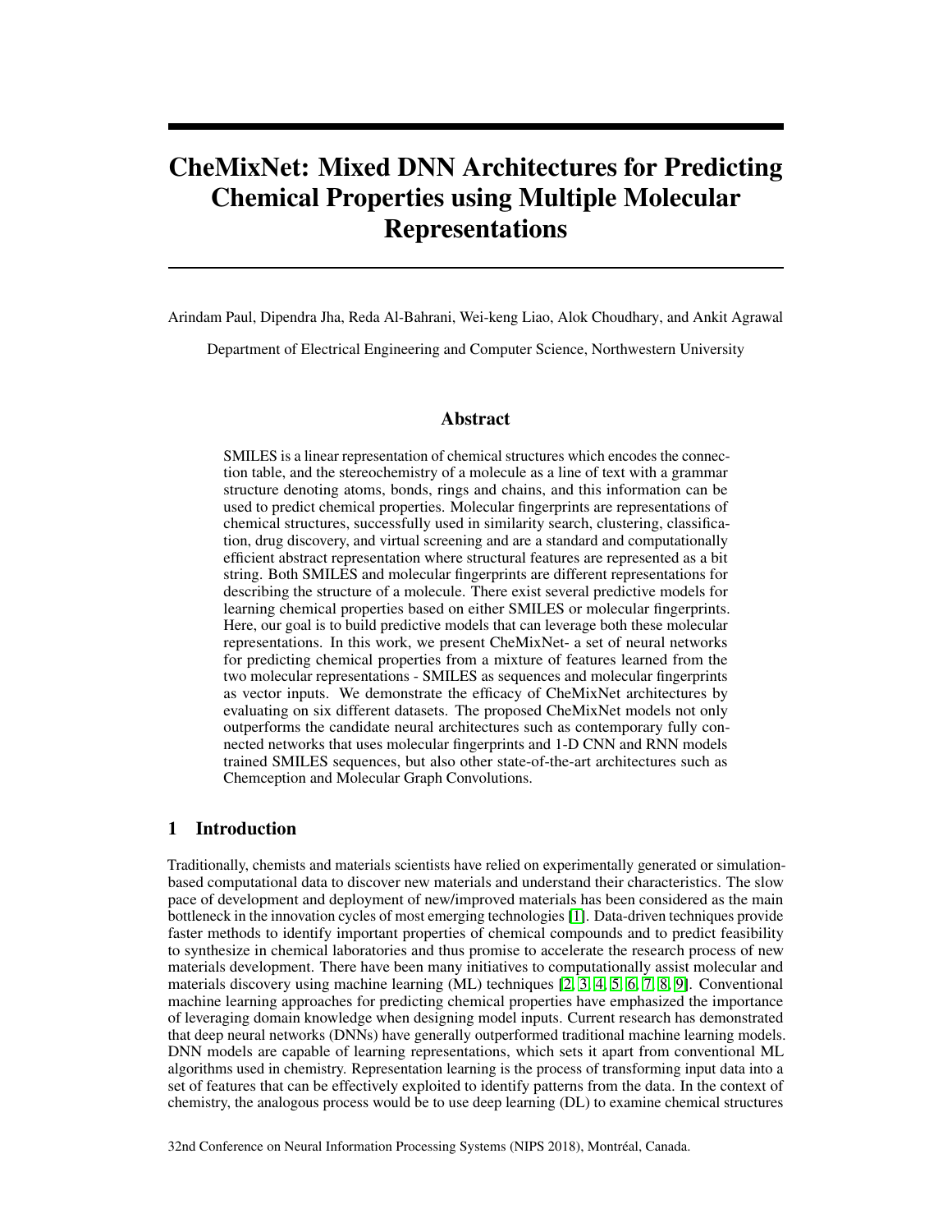# CheMixNet: Mixed DNN Architectures for Predicting Chemical Properties using Multiple Molecular Representations

Arindam Paul, Dipendra Jha, Reda Al-Bahrani, Wei-keng Liao, Alok Choudhary, and Ankit Agrawal

Department of Electrical Engineering and Computer Science, Northwestern University

## Abstract

SMILES is a linear representation of chemical structures which encodes the connection table, and the stereochemistry of a molecule as a line of text with a grammar structure denoting atoms, bonds, rings and chains, and this information can be used to predict chemical properties. Molecular fingerprints are representations of chemical structures, successfully used in similarity search, clustering, classification, drug discovery, and virtual screening and are a standard and computationally efficient abstract representation where structural features are represented as a bit string. Both SMILES and molecular fingerprints are different representations for describing the structure of a molecule. There exist several predictive models for learning chemical properties based on either SMILES or molecular fingerprints. Here, our goal is to build predictive models that can leverage both these molecular representations. In this work, we present CheMixNet- a set of neural networks for predicting chemical properties from a mixture of features learned from the two molecular representations - SMILES as sequences and molecular fingerprints as vector inputs. We demonstrate the efficacy of CheMixNet architectures by evaluating on six different datasets. The proposed CheMixNet models not only outperforms the candidate neural architectures such as contemporary fully connected networks that uses molecular fingerprints and 1-D CNN and RNN models trained SMILES sequences, but also other state-of-the-art architectures such as Chemception and Molecular Graph Convolutions.

## 1 Introduction

Traditionally, chemists and materials scientists have relied on experimentally generated or simulation-based computational data to discover new materials and understand their characteristics. The slow pace of development and deployment of new/improved materials has been considered as the main bottleneck in the innovation cycles of most emerging technologies [1]. Data-driven techniques provide faster methods to identify important properties of chemical compounds and to predict feasibility to synthesize in chemical laboratories and thus promise to accelerate the research process of new materials development. There have been many initiatives to computationally assist molecular and materials discovery using machine learning (ML) techniques [2, 3, 4, 5, 6, 7, 8, 9]. Conventional machine learning approaches for predicting chemical properties have emphasized the importance of leveraging domain knowledge when designing model inputs. Current research has demonstrated that deep neural networks (DNNs) have generally outperformed traditional machine learning models. DNN models are capable of learning representations, which sets it apart from conventional ML algorithms used in chemistry. Representation learning is the process of transforming input data into a set of features that can be effectively exploited to identify patterns from the data. In the context of chemistry, the analogous process would be to use deep learning (DL) to examine chemical structures

32nd Conference on Neural Information Processing Systems (NIPS 2018), Montréal, Canada.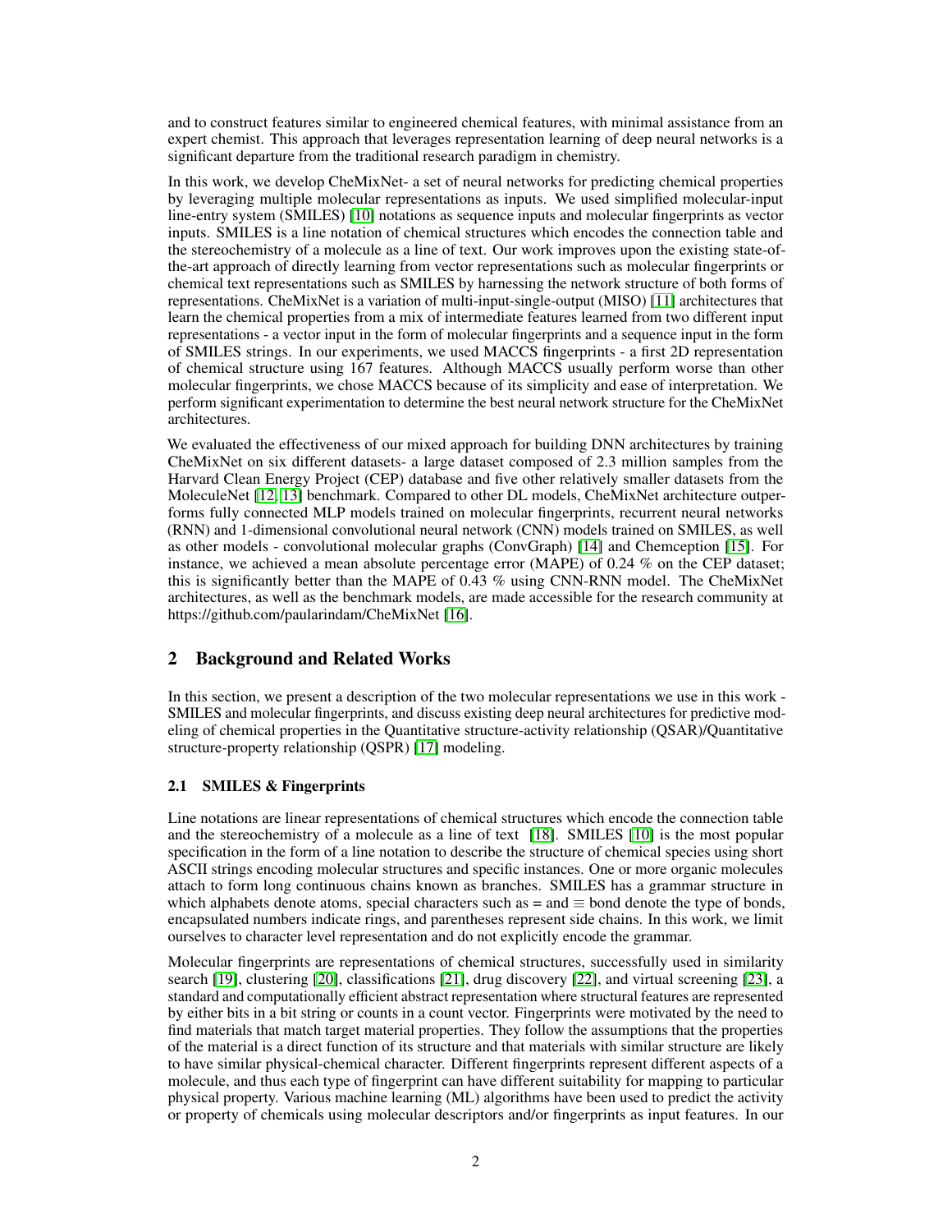and to construct features similar to engineered chemical features, with minimal assistance from an expert chemist. This approach that leverages representation learning of deep neural networks is a significant departure from the traditional research paradigm in chemistry.

In this work, we develop CheMixNet- a set of neural networks for predicting chemical properties by leveraging multiple molecular representations as inputs. We used simplified molecular-input line-entry system (SMILES) [10] notations as sequence inputs and molecular fingerprints as vector inputs. SMILES is a line notation of chemical structures which encodes the connection table and the stereochemistry of a molecule as a line of text. Our work improves upon the existing state-of-the-art approach of directly learning from vector representations such as molecular fingerprints or chemical text representations such as SMILES by harnessing the network structure of both forms of representations. CheMixNet is a variation of multi-input-single-output (MISO) [11] architectures that learn the chemical properties from a mix of intermediate features learned from two different input representations - a vector input in the form of molecular fingerprints and a sequence input in the form of SMILES strings. In our experiments, we used MACCS fingerprints - a first 2D representation of chemical structure using 167 features. Although MACCS usually perform worse than other molecular fingerprints, we chose MACCS because of its simplicity and ease of interpretation. We perform significant experimentation to determine the best neural network structure for the CheMixNet architectures.

We evaluated the effectiveness of our mixed approach for building DNN architectures by training CheMixNet on six different datasets- a large dataset composed of 2.3 million samples from the Harvard Clean Energy Project (CEP) database and five other relatively smaller datasets from the MoleculeNet [12, 13] benchmark. Compared to other DL models, CheMixNet architecture outperforms fully connected MLP models trained on molecular fingerprints, recurrent neural networks (RNN) and 1-dimensional convolutional neural network (CNN) models trained on SMILES, as well as other models - convolutional molecular graphs (ConvGraph) [14] and Chemception [15]. For instance, we achieved a mean absolute percentage error (MAPE) of 0.24 % on the CEP dataset; this is significantly better than the MAPE of 0.43 % using CNN-RNN model. The CheMixNet architectures, as well as the benchmark models, are made accessible for the research community at https://github.com/paularindam/CheMixNet [16].

## 2 Background and Related Works

In this section, we present a description of the two molecular representations we use in this work - SMILES and molecular fingerprints, and discuss existing deep neural architectures for predictive modeling of chemical properties in the Quantitative structure-activity relationship (QSAR)/Quantitative structure-property relationship (QSPR) [17] modeling.

### 2.1 SMILES & Fingerprints

Line notations are linear representations of chemical structures which encode the connection table and the stereochemistry of a molecule as a line of text [18]. SMILES [10] is the most popular specification in the form of a line notation to describe the structure of chemical species using short ASCII strings encoding molecular structures and specific instances. One or more organic molecules attach to form long continuous chains known as branches. SMILES has a grammar structure in which alphabets denote atoms, special characters such as = and ≡ bond denote the type of bonds, encapsulated numbers indicate rings, and parentheses represent side chains. In this work, we limit ourselves to character level representation and do not explicitly encode the grammar.

Molecular fingerprints are representations of chemical structures, successfully used in similarity search [19], clustering [20], classifications [21], drug discovery [22], and virtual screening [23], a standard and computationally efficient abstract representation where structural features are represented by either bits in a bit string or counts in a count vector. Fingerprints were motivated by the need to find materials that match target material properties. They follow the assumptions that the properties of the material is a direct function of its structure and that materials with similar structure are likely to have similar physical-chemical character. Different fingerprints represent different aspects of a molecule, and thus each type of fingerprint can have different suitability for mapping to particular physical property. Various machine learning (ML) algorithms have been used to predict the activity or property of chemicals using molecular descriptors and/or fingerprints as input features. In our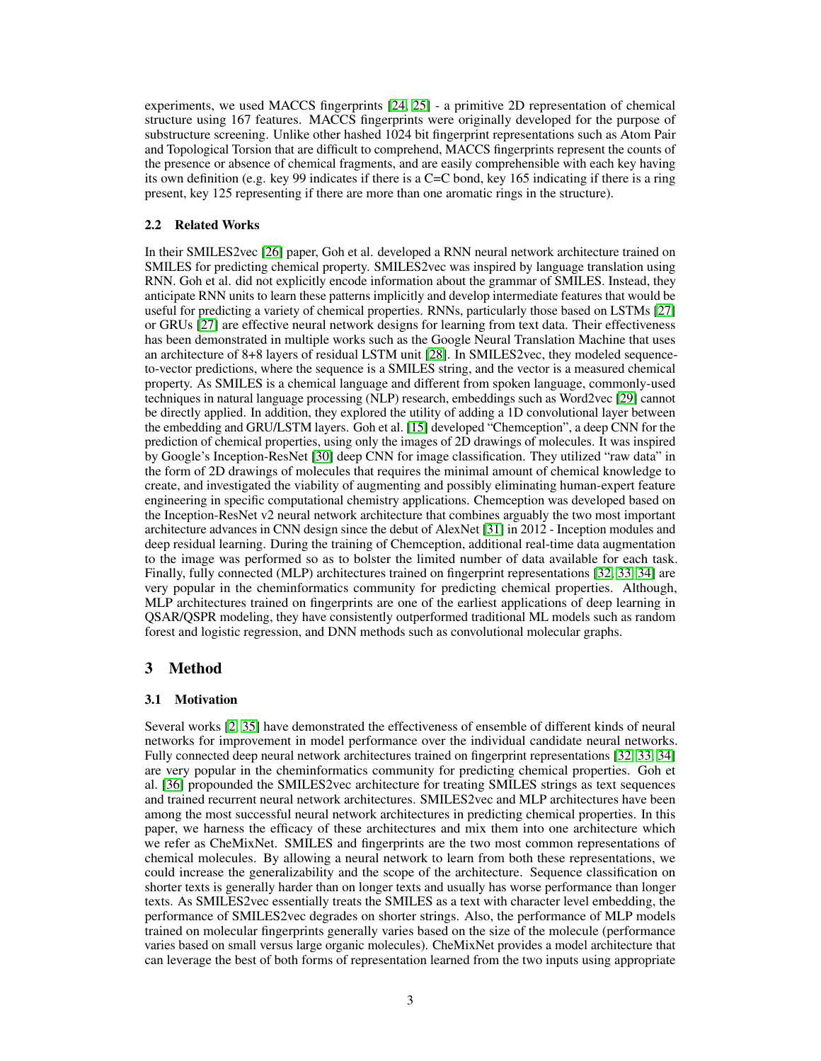experiments, we used MACCS fingerprints [24, 25] - a primitive 2D representation of chemical structure using 167 features. MACCS fingerprints were originally developed for the purpose of substructure screening. Unlike other hashed 1024 bit fingerprint representations such as Atom Pair and Topological Torsion that are difficult to comprehend, MACCS fingerprints represent the counts of the presence or absence of chemical fragments, and are easily comprehensible with each key having its own definition (e.g. key 99 indicates if there is a C=C bond, key 165 indicating if there is a ring present, key 125 representing if there are more than one aromatic rings in the structure).

### 2.2 Related Works

In their SMILES2vec [26] paper, Goh et al. developed a RNN neural network architecture trained on SMILES for predicting chemical property. SMILES2vec was inspired by language translation using RNN. Goh et al. did not explicitly encode information about the grammar of SMILES. Instead, they anticipate RNN units to learn these patterns implicitly and develop intermediate features that would be useful for predicting a variety of chemical properties. RNNs, particularly those based on LSTMs [27] or GRUs [27] are effective neural network designs for learning from text data. Their effectiveness has been demonstrated in multiple works such as the Google Neural Translation Machine that uses an architecture of 8+8 layers of residual LSTM unit [28]. In SMILES2vec, they modeled sequence-to-vector predictions, where the sequence is a SMILES string, and the vector is a measured chemical property. As SMILES is a chemical language and different from spoken language, commonly-used techniques in natural language processing (NLP) research, embeddings such as Word2vec [29] cannot be directly applied. In addition, they explored the utility of adding a 1D convolutional layer between the embedding and GRU/LSTM layers. Goh et al. [15] developed "Chemception", a deep CNN for the prediction of chemical properties, using only the images of 2D drawings of molecules. It was inspired by Google's Inception-ResNet [30] deep CNN for image classification. They utilized "raw data" in the form of 2D drawings of molecules that requires the minimal amount of chemical knowledge to create, and investigated the viability of augmenting and possibly eliminating human-expert feature engineering in specific computational chemistry applications. Chemception was developed based on the Inception-ResNet v2 neural network architecture that combines arguably the two most important architecture advances in CNN design since the debut of AlexNet [31] in 2012 - Inception modules and deep residual learning. During the training of Chemception, additional real-time data augmentation to the image was performed so as to bolster the limited number of data available for each task. Finally, fully connected (MLP) architectures trained on fingerprint representations [32, 33, 34] are very popular in the cheminformatics community for predicting chemical properties. Although, MLP architectures trained on fingerprints are one of the earliest applications of deep learning in QSAR/QSPR modeling, they have consistently outperformed traditional ML models such as random forest and logistic regression, and DNN methods such as convolutional molecular graphs.

## 3 Method

### 3.1 Motivation

Several works [2, 35] have demonstrated the effectiveness of ensemble of different kinds of neural networks for improvement in model performance over the individual candidate neural networks. Fully connected deep neural network architectures trained on fingerprint representations [32, 33, 34] are very popular in the cheminformatics community for predicting chemical properties. Goh et al. [36] propounded the SMILES2vec architecture for treating SMILES strings as text sequences and trained recurrent neural network architectures. SMILES2vec and MLP architectures have been among the most successful neural network architectures in predicting chemical properties. In this paper, we harness the efficacy of these architectures and mix them into one architecture which we refer as CheMixNet. SMILES and fingerprints are the two most common representations of chemical molecules. By allowing a neural network to learn from both these representations, we could increase the generalizability and the scope of the architecture. Sequence classification on shorter texts is generally harder than on longer texts and usually has worse performance than longer texts. As SMILES2vec essentially treats the SMILES as a text with character level embedding, the performance of SMILES2vec degrades on shorter strings. Also, the performance of MLP models trained on molecular fingerprints generally varies based on the size of the molecule (performance varies based on small versus large organic molecules). CheMixNet provides a model architecture that can leverage the best of both forms of representation learned from the two inputs using appropriate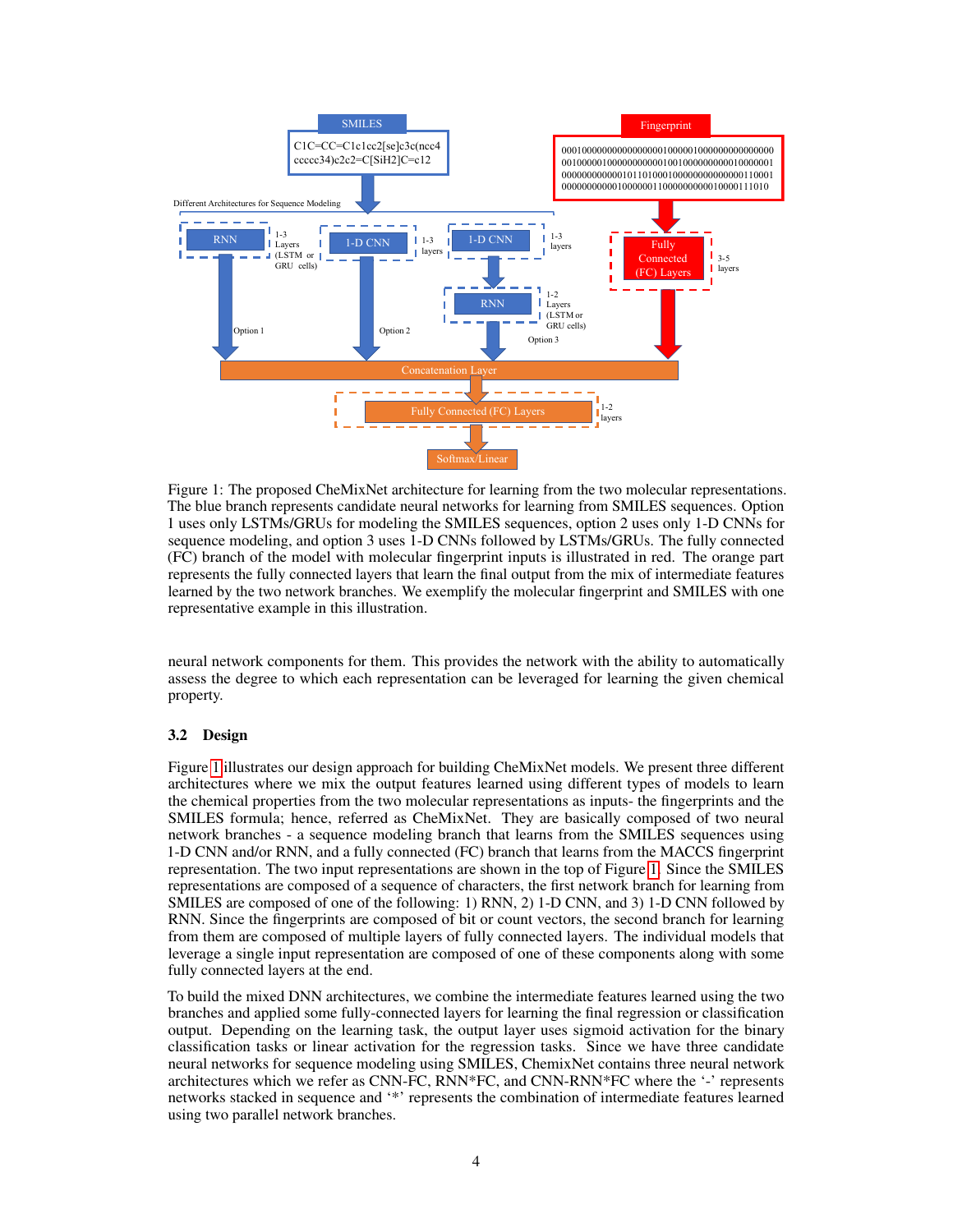Figure 1: The proposed CheMixNet architecture for learning from the two molecular representations. The blue branch represents candidate neural networks for learning from SMILES sequences. Option 1 uses only LSTMs/GRUs for modeling the SMILES sequences, option 2 uses only 1-D CNNs for sequence modeling, and option 3 uses 1-D CNNs followed by LSTMs/GRUs. The fully connected (FC) branch of the model with molecular fingerprint inputs is illustrated in red. The orange part represents the fully connected layers that learn the final output from the mix of intermediate features learned by the two network branches. We exemplify the molecular fingerprint and SMILES with one representative example in this illustration.

neural network components for them. This provides the network with the ability to automatically assess the degree to which each representation can be leveraged for learning the given chemical property.

### 3.2 Design

Figure 1 illustrates our design approach for building CheMixNet models. We present three different architectures where we mix the output features learned using different types of models to learn the chemical properties from the two molecular representations as inputs- the fingerprints and the SMILES formula; hence, referred as CheMixNet. They are basically composed of two neural network branches - a sequence modeling branch that learns from the SMILES sequences using 1-D CNN and/or RNN, and a fully connected (FC) branch that learns from the MACCS fingerprint representation. The two input representations are shown in the top of Figure 1. Since the SMILES representations are composed of a sequence of characters, the first network branch for learning from SMILES are composed of one of the following: 1) RNN, 2) 1-D CNN, and 3) 1-D CNN followed by RNN. Since the fingerprints are composed of bit or count vectors, the second branch for learning from them are composed of multiple layers of fully connected layers. The individual models that leverage a single input representation are composed of one of these components along with some fully connected layers at the end.

To build the mixed DNN architectures, we combine the intermediate features learned using the two branches and applied some fully-connected layers for learning the final regression or classification output. Depending on the learning task, the output layer uses sigmoid activation for the binary classification tasks or linear activation for the regression tasks. Since we have three candidate neural networks for sequence modeling using SMILES, ChemixNet contains three neural network architectures which we refer as CNN-FC, RNN*FC, and CNN-RNN*FC where the '-' represents networks stacked in sequence and '*' represents the combination of intermediate features learned using two parallel network branches.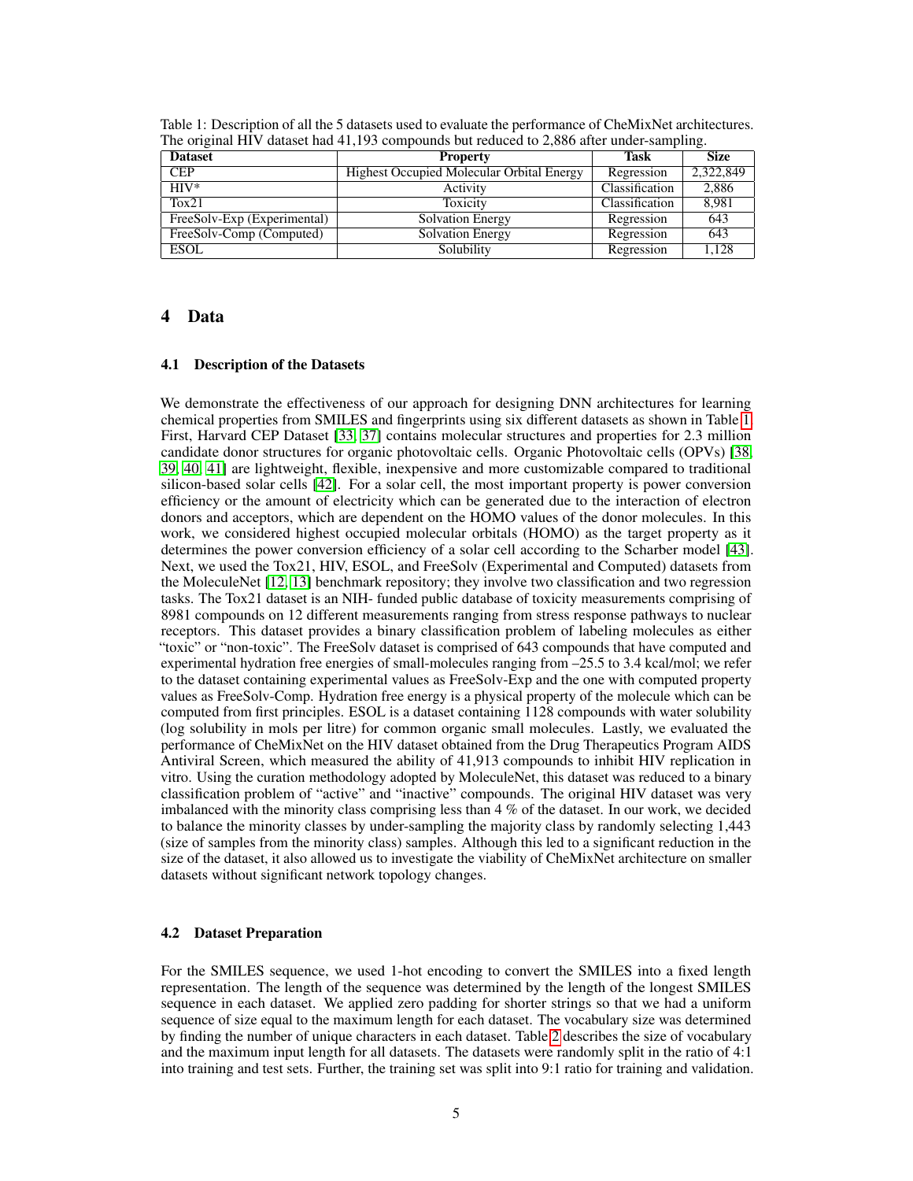Table 1: Description of all the 5 datasets used to evaluate the performance of CheMixNet architectures. The original HIV dataset had 41,193 compounds but reduced to 2,886 after under-sampling.

| Dataset | Property | Task | Size |
|---|---|---|---|
| CEP | Highest Occupied Molecular Orbital Energy | Regression | 2,322,849 |
| HIV* | Activity | Classification | 2,886 |
| Tox21 | Toxicity | Classification | 8,981 |
| FreeSolv-Exp (Experimental) | Solvation Energy | Regression | 643 |
| FreeSolv-Comp (Computed) | Solvation Energy | Regression | 643 |
| ESOL | Solubility | Regression | 1,128 |

# 4 Data

## 4.1 Description of the Datasets

We demonstrate the effectiveness of our approach for designing DNN architectures for learning chemical properties from SMILES and fingerprints using six different datasets as shown in Table 1. First, Harvard CEP Dataset [33, 37] contains molecular structures and properties for 2.3 million candidate donor structures for organic photovoltaic cells. Organic Photovoltaic cells (OPVs) [38, 39, 40, 41] are lightweight, flexible, inexpensive and more customizable compared to traditional silicon-based solar cells [42]. For a solar cell, the most important property is power conversion efficiency or the amount of electricity which can be generated due to the interaction of electron donors and acceptors, which are dependent on the HOMO values of the donor molecules. In this work, we considered highest occupied molecular orbitals (HOMO) as the target property as it determines the power conversion efficiency of a solar cell according to the Scharber model [43]. Next, we used the Tox21, HIV, ESOL, and FreeSolv (Experimental and Computed) datasets from the MoleculeNet [12, 13] benchmark repository; they involve two classification and two regression tasks. The Tox21 dataset is an NIH- funded public database of toxicity measurements comprising of 8981 compounds on 12 different measurements ranging from stress response pathways to nuclear receptors. This dataset provides a binary classification problem of labeling molecules as either "toxic" or "non-toxic". The FreeSolv dataset is comprised of 643 compounds that have computed and experimental hydration free energies of small-molecules ranging from –25.5 to 3.4 kcal/mol; we refer to the dataset containing experimental values as FreeSolv-Exp and the one with computed property values as FreeSolv-Comp. Hydration free energy is a physical property of the molecule which can be computed from first principles. ESOL is a dataset containing 1128 compounds with water solubility (log solubility in mols per litre) for common organic small molecules. Lastly, we evaluated the performance of CheMixNet on the HIV dataset obtained from the Drug Therapeutics Program AIDS Antiviral Screen, which measured the ability of 41,913 compounds to inhibit HIV replication in vitro. Using the curation methodology adopted by MoleculeNet, this dataset was reduced to a binary classification problem of "active" and "inactive" compounds. The original HIV dataset was very imbalanced with the minority class comprising less than 4 % of the dataset. In our work, we decided to balance the minority classes by under-sampling the majority class by randomly selecting 1,443 (size of samples from the minority class) samples. Although this led to a significant reduction in the size of the dataset, it also allowed us to investigate the viability of CheMixNet architecture on smaller datasets without significant network topology changes.

## 4.2 Dataset Preparation

For the SMILES sequence, we used 1-hot encoding to convert the SMILES into a fixed length representation. The length of the sequence was determined by the length of the longest SMILES sequence in each dataset. We applied zero padding for shorter strings so that we had a uniform sequence of size equal to the maximum length for each dataset. The vocabulary size was determined by finding the number of unique characters in each dataset. Table 2 describes the size of vocabulary and the maximum input length for all datasets. The datasets were randomly split in the ratio of 4:1 into training and test sets. Further, the training set was split into 9:1 ratio for training and validation.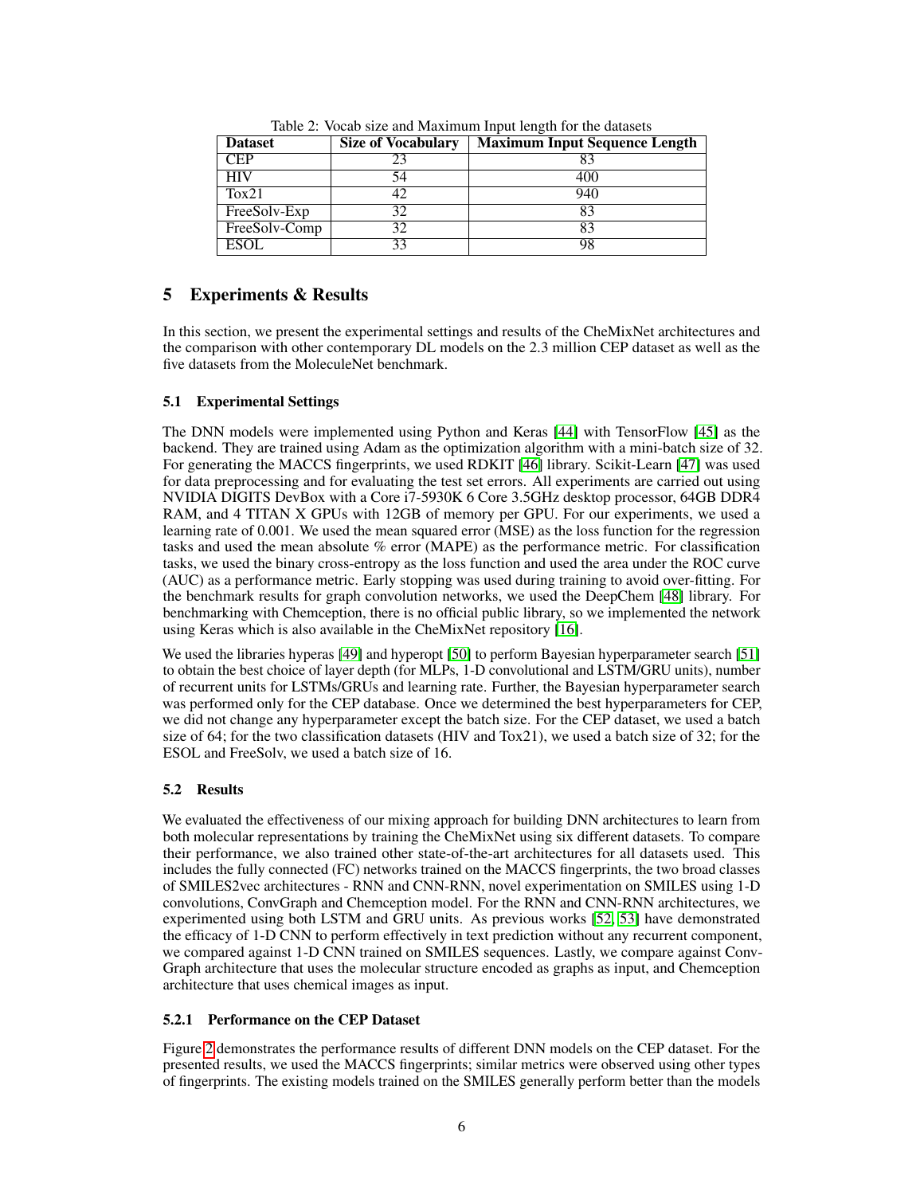Table 2: Vocab size and Maximum Input length for the datasets

| Dataset | Size of Vocabulary | Maximum Input Sequence Length |
|---|---|---|
| CEP | 23 | 83 |
| HIV | 54 | 400 |
| Tox21 | 42 | 940 |
| FreeSolv-Exp | 32 | 83 |
| FreeSolv-Comp | 32 | 83 |
| ESOL | 33 | 98 |

## 5 Experiments & Results

In this section, we present the experimental settings and results of the CheMixNet architectures and the comparison with other contemporary DL models on the 2.3 million CEP dataset as well as the five datasets from the MoleculeNet benchmark.

### 5.1 Experimental Settings

The DNN models were implemented using Python and Keras [44] with TensorFlow [45] as the backend. They are trained using Adam as the optimization algorithm with a mini-batch size of 32. For generating the MACCS fingerprints, we used RDKIT [46] library. Scikit-Learn [47] was used for data preprocessing and for evaluating the test set errors. All experiments are carried out using NVIDIA DIGITS DevBox with a Core i7-5930K 6 Core 3.5GHz desktop processor, 64GB DDR4 RAM, and 4 TITAN X GPUs with 12GB of memory per GPU. For our experiments, we used a learning rate of 0.001. We used the mean squared error (MSE) as the loss function for the regression tasks and used the mean absolute % error (MAPE) as the performance metric. For classification tasks, we used the binary cross-entropy as the loss function and used the area under the ROC curve (AUC) as a performance metric. Early stopping was used during training to avoid over-fitting. For the benchmark results for graph convolution networks, we used the DeepChem [48] library. For benchmarking with Chemception, there is no official public library, so we implemented the network using Keras which is also available in the CheMixNet repository [16].

We used the libraries hyperas [49] and hyperopt [50] to perform Bayesian hyperparameter search [51] to obtain the best choice of layer depth (for MLPs, 1-D convolutional and LSTM/GRU units), number of recurrent units for LSTMs/GRUs and learning rate. Further, the Bayesian hyperparameter search was performed only for the CEP database. Once we determined the best hyperparameters for CEP, we did not change any hyperparameter except the batch size. For the CEP dataset, we used a batch size of 64; for the two classification datasets (HIV and Tox21), we used a batch size of 32; for the ESOL and FreeSolv, we used a batch size of 16.

### 5.2 Results

We evaluated the effectiveness of our mixing approach for building DNN architectures to learn from both molecular representations by training the CheMixNet using six different datasets. To compare their performance, we also trained other state-of-the-art architectures for all datasets used. This includes the fully connected (FC) networks trained on the MACCS fingerprints, the two broad classes of SMILES2vec architectures - RNN and CNN-RNN, novel experimentation on SMILES using 1-D convolutions, ConvGraph and Chemception model. For the RNN and CNN-RNN architectures, we experimented using both LSTM and GRU units. As previous works [52, 53] have demonstrated the efficacy of 1-D CNN to perform effectively in text prediction without any recurrent component, we compared against 1-D CNN trained on SMILES sequences. Lastly, we compare against ConvGraph architecture that uses the molecular structure encoded as graphs as input, and Chemception architecture that uses chemical images as input.

#### 5.2.1 Performance on the CEP Dataset

Figure 2 demonstrates the performance results of different DNN models on the CEP dataset. For the presented results, we used the MACCS fingerprints; similar metrics were observed using other types of fingerprints. The existing models trained on the SMILES generally perform better than the models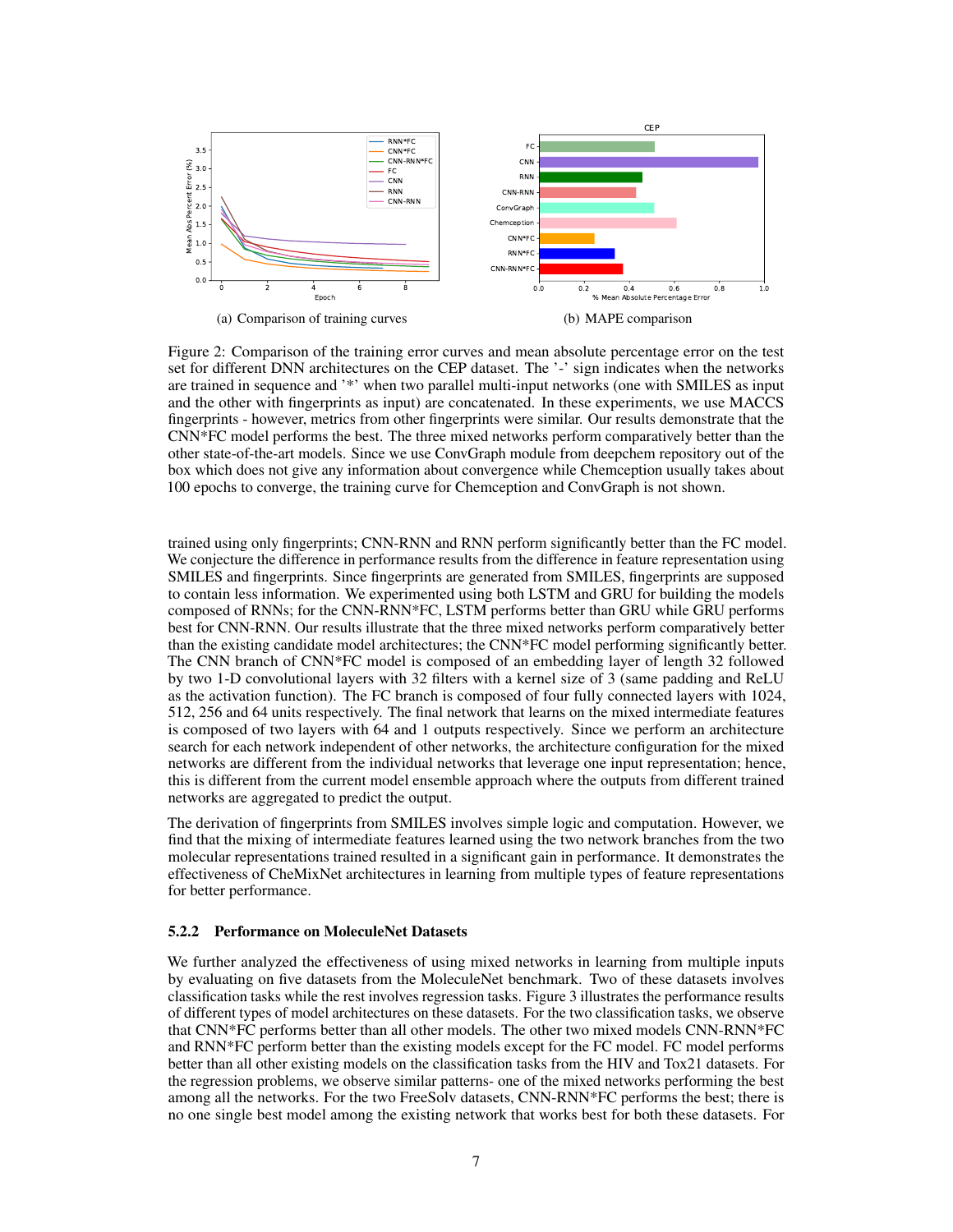(a) Comparison of training curves

(b) MAPE comparison

Figure 2: Comparison of the training error curves and mean absolute percentage error on the test set for different DNN architectures on the CEP dataset. The '-' sign indicates when the networks are trained in sequence and '*' when two parallel multi-input networks (one with SMILES as input and the other with fingerprints as input) are concatenated. In these experiments, we use MACCS fingerprints - however, metrics from other fingerprints were similar. Our results demonstrate that the CNN*FC model performs the best. The three mixed networks perform comparatively better than the other state-of-the-art models. Since we use ConvGraph module from deepchem repository out of the box which does not give any information about convergence while Chemception usually takes about 100 epochs to converge, the training curve for Chemception and ConvGraph is not shown.

trained using only fingerprints; CNN-RNN and RNN perform significantly better than the FC model. We conjecture the difference in performance results from the difference in feature representation using SMILES and fingerprints. Since fingerprints are generated from SMILES, fingerprints are supposed to contain less information. We experimented using both LSTM and GRU for building the models composed of RNNs; for the CNN-RNN*FC, LSTM performs better than GRU while GRU performs best for CNN-RNN. Our results illustrate that the three mixed networks perform comparatively better than the existing candidate model architectures; the CNN*FC model performing significantly better. The CNN branch of CNN*FC model is composed of an embedding layer of length 32 followed by two 1-D convolutional layers with 32 filters with a kernel size of 3 (same padding and ReLU as the activation function). The FC branch is composed of four fully connected layers with 1024, 512, 256 and 64 units respectively. The final network that learns on the mixed intermediate features is composed of two layers with 64 and 1 outputs respectively. Since we perform an architecture search for each network independent of other networks, the architecture configuration for the mixed networks are different from the individual networks that leverage one input representation; hence, this is different from the current model ensemble approach where the outputs from different trained networks are aggregated to predict the output.

The derivation of fingerprints from SMILES involves simple logic and computation. However, we find that the mixing of intermediate features learned using the two network branches from the two molecular representations trained resulted in a significant gain in performance. It demonstrates the effectiveness of CheMixNet architectures in learning from multiple types of feature representations for better performance.

#### 5.2.2 Performance on MoleculeNet Datasets

We further analyzed the effectiveness of using mixed networks in learning from multiple inputs by evaluating on five datasets from the MoleculeNet benchmark. Two of these datasets involves classification tasks while the rest involves regression tasks. Figure 3 illustrates the performance results of different types of model architectures on these datasets. For the two classification tasks, we observe that CNN*FC performs better than all other models. The other two mixed models CNN-RNN*FC and RNN*FC perform better than the existing models except for the FC model. FC model performs better than all other existing models on the classification tasks from the HIV and Tox21 datasets. For the regression problems, we observe similar patterns- one of the mixed networks performing the best among all the networks. For the two FreeSolv datasets, CNN-RNN*FC performs the best; there is no one single best model among the existing network that works best for both these datasets. For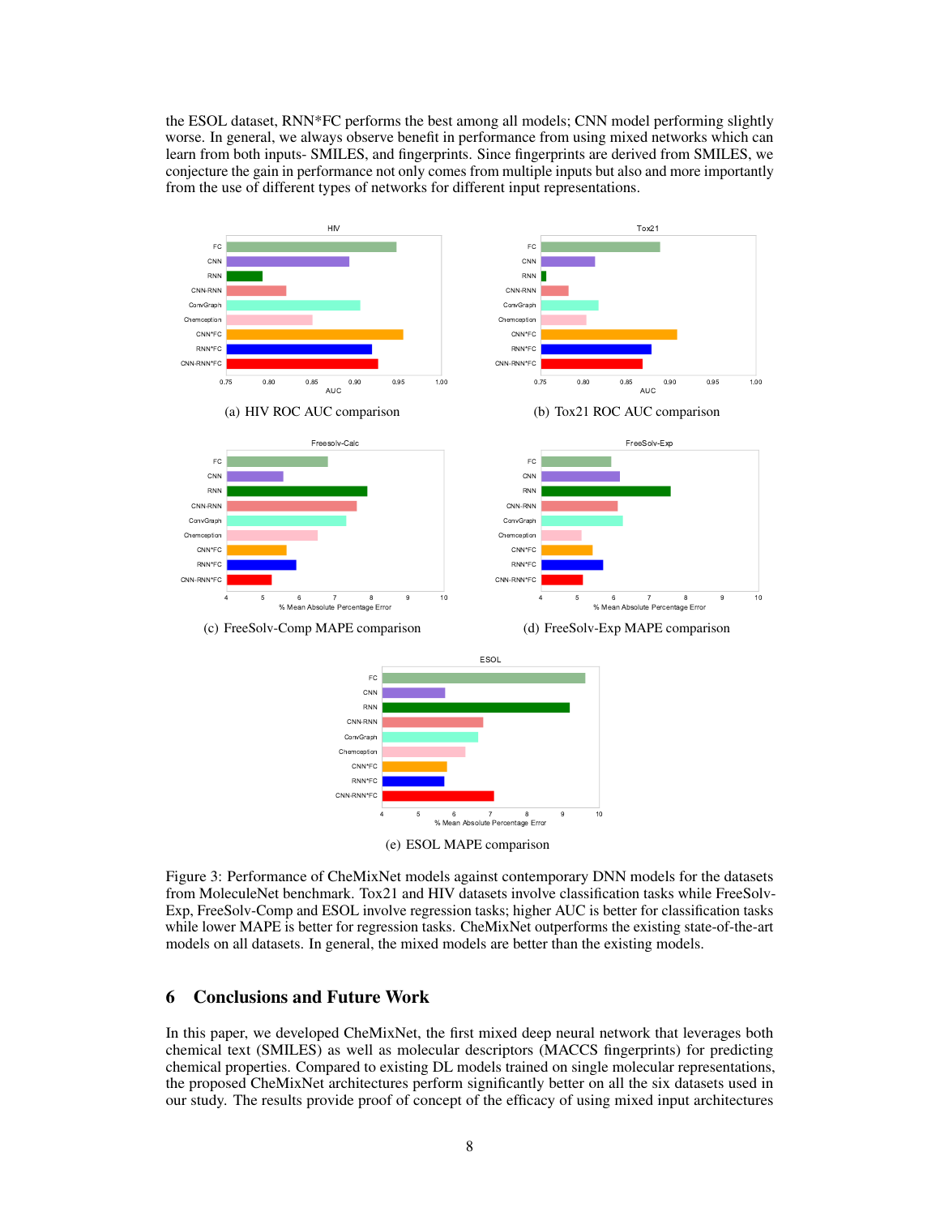the ESOL dataset, RNN*FC performs the best among all models; CNN model performing slightly worse. In general, we always observe benefit in performance from using mixed networks which can learn from both inputs- SMILES, and fingerprints. Since fingerprints are derived from SMILES, we conjecture the gain in performance not only comes from multiple inputs but also and more importantly from the use of different types of networks for different input representations.

(a) HIV ROC AUC comparison

(b) Tox21 ROC AUC comparison

(c) FreeSolv-Comp MAPE comparison

(d) FreeSolv-Exp MAPE comparison

(e) ESOL MAPE comparison

Figure 3: Performance of CheMixNet models against contemporary DNN models for the datasets from MoleculeNet benchmark. Tox21 and HIV datasets involve classification tasks while FreeSolv-Exp, FreeSolv-Comp and ESOL involve regression tasks; higher AUC is better for classification tasks while lower MAPE is better for regression tasks. CheMixNet outperforms the existing state-of-the-art models on all datasets. In general, the mixed models are better than the existing models.

## 6 Conclusions and Future Work

In this paper, we developed CheMixNet, the first mixed deep neural network that leverages both chemical text (SMILES) as well as molecular descriptors (MACCS fingerprints) for predicting chemical properties. Compared to existing DL models trained on single molecular representations, the proposed CheMixNet architectures perform significantly better on all the six datasets used in our study. The results provide proof of concept of the efficacy of using mixed input architectures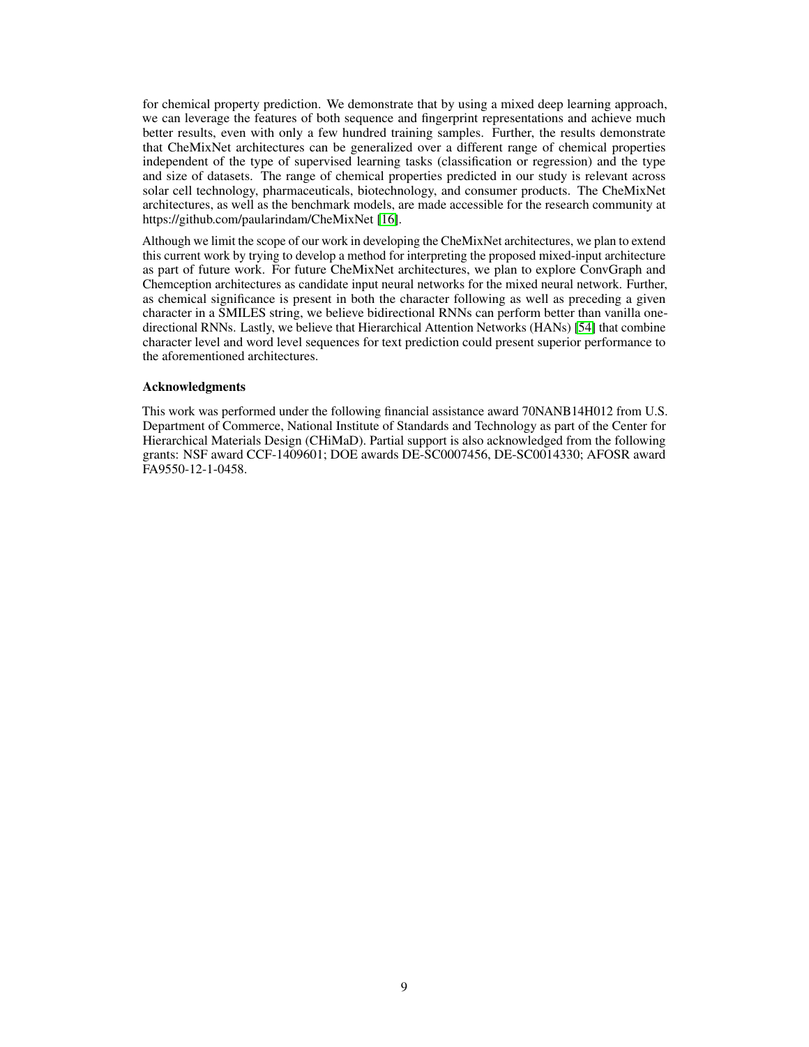for chemical property prediction. We demonstrate that by using a mixed deep learning approach, we can leverage the features of both sequence and fingerprint representations and achieve much better results, even with only a few hundred training samples. Further, the results demonstrate that CheMixNet architectures can be generalized over a different range of chemical properties independent of the type of supervised learning tasks (classification or regression) and the type and size of datasets. The range of chemical properties predicted in our study is relevant across solar cell technology, pharmaceuticals, biotechnology, and consumer products. The CheMixNet architectures, as well as the benchmark models, are made accessible for the research community at https://github.com/paularindam/CheMixNet [16].

Although we limit the scope of our work in developing the CheMixNet architectures, we plan to extend this current work by trying to develop a method for interpreting the proposed mixed-input architecture as part of future work. For future CheMixNet architectures, we plan to explore ConvGraph and Chemception architectures as candidate input neural networks for the mixed neural network. Further, as chemical significance is present in both the character following as well as preceding a given character in a SMILES string, we believe bidirectional RNNs can perform better than vanilla one-directional RNNs. Lastly, we believe that Hierarchical Attention Networks (HANs) [54] that combine character level and word level sequences for text prediction could present superior performance to the aforementioned architectures.

### Acknowledgments

This work was performed under the following financial assistance award 70NANB14H012 from U.S. Department of Commerce, National Institute of Standards and Technology as part of the Center for Hierarchical Materials Design (CHiMaD). Partial support is also acknowledged from the following grants: NSF award CCF-1409601; DOE awards DE-SC0007456, DE-SC0014330; AFOSR award FA9550-12-1-0458.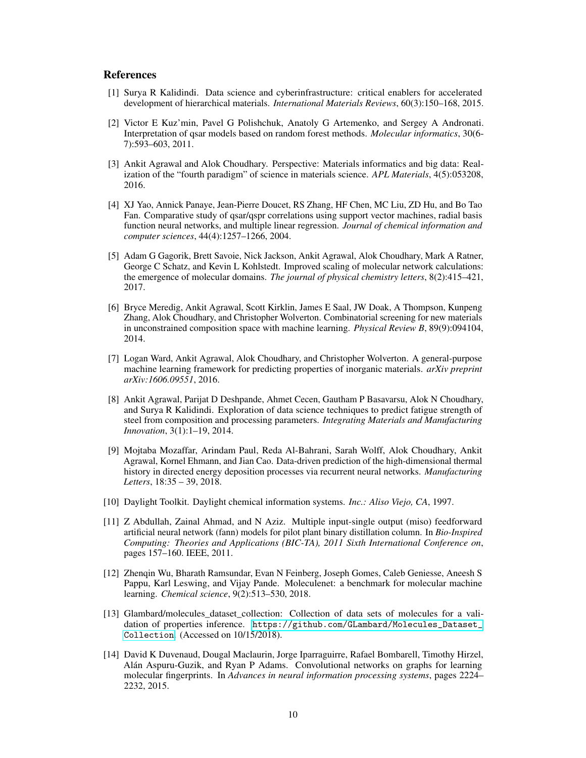## References

[1] Surya R Kalidindi. Data science and cyberinfrastructure: critical enablers for accelerated development of hierarchical materials. *International Materials Reviews*, 60(3):150–168, 2015.

[2] Victor E Kuz'min, Pavel G Polishchuk, Anatoly G Artemenko, and Sergey A Andronati. Interpretation of qsar models based on random forest methods. *Molecular informatics*, 30(6-7):593–603, 2011.

[3] Ankit Agrawal and Alok Choudhary. Perspective: Materials informatics and big data: Realization of the "fourth paradigm" of science in materials science. *APL Materials*, 4(5):053208, 2016.

[4] XJ Yao, Annick Panaye, Jean-Pierre Doucet, RS Zhang, HF Chen, MC Liu, ZD Hu, and Bo Tao Fan. Comparative study of qsar/qspr correlations using support vector machines, radial basis function neural networks, and multiple linear regression. *Journal of chemical information and computer sciences*, 44(4):1257–1266, 2004.

[5] Adam G Gagorik, Brett Savoie, Nick Jackson, Ankit Agrawal, Alok Choudhary, Mark A Ratner, George C Schatz, and Kevin L Kohlstedt. Improved scaling of molecular network calculations: the emergence of molecular domains. *The journal of physical chemistry letters*, 8(2):415–421, 2017.

[6] Bryce Meredig, Ankit Agrawal, Scott Kirklin, James E Saal, JW Doak, A Thompson, Kunpeng Zhang, Alok Choudhary, and Christopher Wolverton. Combinatorial screening for new materials in unconstrained composition space with machine learning. *Physical Review B*, 89(9):094104, 2014.

[7] Logan Ward, Ankit Agrawal, Alok Choudhary, and Christopher Wolverton. A general-purpose machine learning framework for predicting properties of inorganic materials. *arXiv preprint arXiv:1606.09551*, 2016.

[8] Ankit Agrawal, Parijat D Deshpande, Ahmet Cecen, Gautham P Basavarsu, Alok N Choudhary, and Surya R Kalidindi. Exploration of data science techniques to predict fatigue strength of steel from composition and processing parameters. *Integrating Materials and Manufacturing Innovation*, 3(1):1–19, 2014.

[9] Mojtaba Mozaffar, Arindam Paul, Reda Al-Bahrani, Sarah Wolff, Alok Choudhary, Ankit Agrawal, Kornel Ehmann, and Jian Cao. Data-driven prediction of the high-dimensional thermal history in directed energy deposition processes via recurrent neural networks. *Manufacturing Letters*, 18:35 – 39, 2018.

[10] Daylight Toolkit. Daylight chemical information systems. *Inc.: Aliso Viejo, CA*, 1997.

[11] Z Abdullah, Zainal Ahmad, and N Aziz. Multiple input-single output (miso) feedforward artificial neural network (fann) models for pilot plant binary distillation column. In *Bio-Inspired Computing: Theories and Applications (BIC-TA), 2011 Sixth International Conference on*, pages 157–160. IEEE, 2011.

[12] Zhenqin Wu, Bharath Ramsundar, Evan N Feinberg, Joseph Gomes, Caleb Geniesse, Aneesh S Pappu, Karl Leswing, and Vijay Pande. Moleculenet: a benchmark for molecular machine learning. *Chemical science*, 9(2):513–530, 2018.

[13] Glambard/molecules_dataset_collection: Collection of data sets of molecules for a validation of properties inference. https://github.com/GLambard/Molecules_Dataset_Collection. (Accessed on 10/15/2018).

[14] David K Duvenaud, Dougal Maclaurin, Jorge Iparraguirre, Rafael Bombarell, Timothy Hirzel, Alán Aspuru-Guzik, and Ryan P Adams. Convolutional networks on graphs for learning molecular fingerprints. In *Advances in neural information processing systems*, pages 2224–2232, 2015.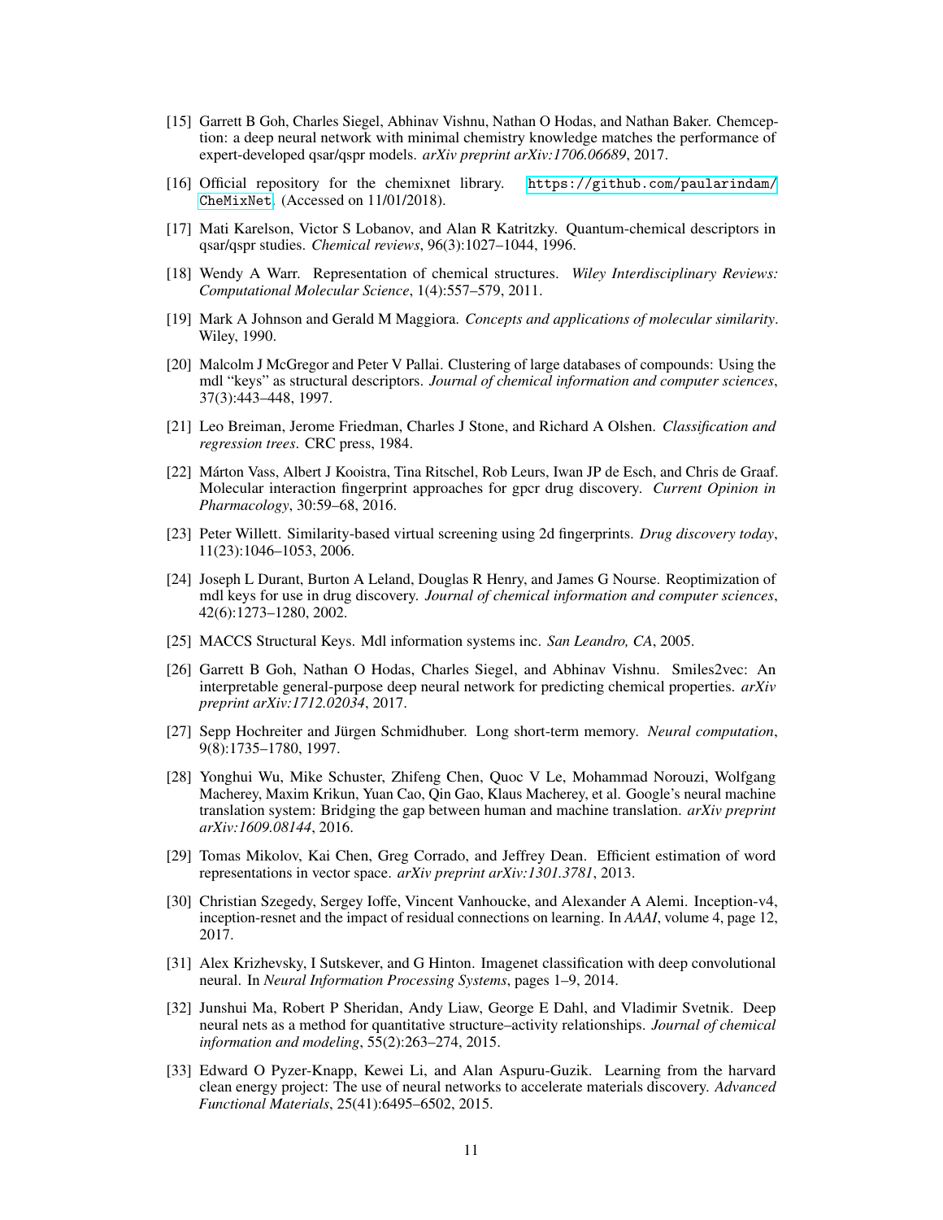[15] Garrett B Goh, Charles Siegel, Abhinav Vishnu, Nathan O Hodas, and Nathan Baker. Chemception: a deep neural network with minimal chemistry knowledge matches the performance of expert-developed qsar/qspr models. *arXiv preprint arXiv:1706.06689*, 2017.

[16] Official repository for the chemixnet library. https://github.com/paularindam/CheMixNet. (Accessed on 11/01/2018).

[17] Mati Karelson, Victor S Lobanov, and Alan R Katritzky. Quantum-chemical descriptors in qsar/qspr studies. *Chemical reviews*, 96(3):1027–1044, 1996.

[18] Wendy A Warr. Representation of chemical structures. *Wiley Interdisciplinary Reviews: Computational Molecular Science*, 1(4):557–579, 2011.

[19] Mark A Johnson and Gerald M Maggiora. *Concepts and applications of molecular similarity*. Wiley, 1990.

[20] Malcolm J McGregor and Peter V Pallai. Clustering of large databases of compounds: Using the mdl "keys" as structural descriptors. *Journal of chemical information and computer sciences*, 37(3):443–448, 1997.

[21] Leo Breiman, Jerome Friedman, Charles J Stone, and Richard A Olshen. *Classification and regression trees*. CRC press, 1984.

[22] Márton Vass, Albert J Kooistra, Tina Ritschel, Rob Leurs, Iwan JP de Esch, and Chris de Graaf. Molecular interaction fingerprint approaches for gpcr drug discovery. *Current Opinion in Pharmacology*, 30:59–68, 2016.

[23] Peter Willett. Similarity-based virtual screening using 2d fingerprints. *Drug discovery today*, 11(23):1046–1053, 2006.

[24] Joseph L Durant, Burton A Leland, Douglas R Henry, and James G Nourse. Reoptimization of mdl keys for use in drug discovery. *Journal of chemical information and computer sciences*, 42(6):1273–1280, 2002.

[25] MACCS Structural Keys. Mdl information systems inc. *San Leandro, CA*, 2005.

[26] Garrett B Goh, Nathan O Hodas, Charles Siegel, and Abhinav Vishnu. Smiles2vec: An interpretable general-purpose deep neural network for predicting chemical properties. *arXiv preprint arXiv:1712.02034*, 2017.

[27] Sepp Hochreiter and Jürgen Schmidhuber. Long short-term memory. *Neural computation*, 9(8):1735–1780, 1997.

[28] Yonghui Wu, Mike Schuster, Zhifeng Chen, Quoc V Le, Mohammad Norouzi, Wolfgang Macherey, Maxim Krikun, Yuan Cao, Qin Gao, Klaus Macherey, et al. Google's neural machine translation system: Bridging the gap between human and machine translation. *arXiv preprint arXiv:1609.08144*, 2016.

[29] Tomas Mikolov, Kai Chen, Greg Corrado, and Jeffrey Dean. Efficient estimation of word representations in vector space. *arXiv preprint arXiv:1301.3781*, 2013.

[30] Christian Szegedy, Sergey Ioffe, Vincent Vanhoucke, and Alexander A Alemi. Inception-v4, inception-resnet and the impact of residual connections on learning. In *AAAI*, volume 4, page 12, 2017.

[31] Alex Krizhevsky, I Sutskever, and G Hinton. Imagenet classification with deep convolutional neural. In *Neural Information Processing Systems*, pages 1–9, 2014.

[32] Junshui Ma, Robert P Sheridan, Andy Liaw, George E Dahl, and Vladimir Svetnik. Deep neural nets as a method for quantitative structure–activity relationships. *Journal of chemical information and modeling*, 55(2):263–274, 2015.

[33] Edward O Pyzer-Knapp, Kewei Li, and Alan Aspuru-Guzik. Learning from the harvard clean energy project: The use of neural networks to accelerate materials discovery. *Advanced Functional Materials*, 25(41):6495–6502, 2015.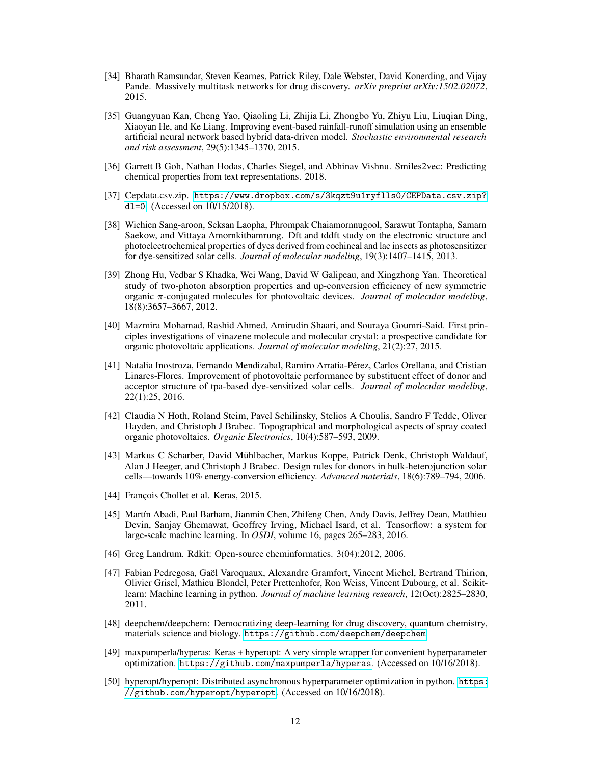[34] Bharath Ramsundar, Steven Kearnes, Patrick Riley, Dale Webster, David Konerding, and Vijay Pande. Massively multitask networks for drug discovery. *arXiv preprint arXiv:1502.02072*, 2015.

[35] Guangyuan Kan, Cheng Yao, Qiaoling Li, Zhijia Li, Zhongbo Yu, Zhiyu Liu, Liuqian Ding, Xiaoyan He, and Ke Liang. Improving event-based rainfall-runoff simulation using an ensemble artificial neural network based hybrid data-driven model. *Stochastic environmental research and risk assessment*, 29(5):1345–1370, 2015.

[36] Garrett B Goh, Nathan Hodas, Charles Siegel, and Abhinav Vishnu. Smiles2vec: Predicting chemical properties from text representations. 2018.

[37] Cepdata.csv.zip. https://www.dropbox.com/s/3kqzt9u1ryflls0/CEPData.csv.zip?dl=0. (Accessed on 10/15/2018).

[38] Wichien Sang-aroon, Seksan Laopha, Phrompak Chaiamornnugool, Sarawut Tontapha, Samarn Saekow, and Vittaya Amornkitbamrung. Dft and tddft study on the electronic structure and photoelectrochemical properties of dyes derived from cochineal and lac insects as photosensitizer for dye-sensitized solar cells. *Journal of molecular modeling*, 19(3):1407–1415, 2013.

[39] Zhong Hu, Vedbar S Khadka, Wei Wang, David W Galipeau, and Xingzhong Yan. Theoretical study of two-photon absorption properties and up-conversion efficiency of new symmetric organic $\pi$-conjugated molecules for photovoltaic devices. *Journal of molecular modeling*, 18(8):3657–3667, 2012.

[40] Mazmira Mohamad, Rashid Ahmed, Amirudin Shaari, and Souraya Goumri-Said. First principles investigations of vinazene molecule and molecular crystal: a prospective candidate for organic photovoltaic applications. *Journal of molecular modeling*, 21(2):27, 2015.

[41] Natalia Inostroza, Fernando Mendizabal, Ramiro Arratia-Pérez, Carlos Orellana, and Cristian Linares-Flores. Improvement of photovoltaic performance by substituent effect of donor and acceptor structure of tpa-based dye-sensitized solar cells. *Journal of molecular modeling*, 22(1):25, 2016.

[42] Claudia N Hoth, Roland Steim, Pavel Schilinsky, Stelios A Choulis, Sandro F Tedde, Oliver Hayden, and Christoph J Brabec. Topographical and morphological aspects of spray coated organic photovoltaics. *Organic Electronics*, 10(4):587–593, 2009.

[43] Markus C Scharber, David Mühlbacher, Markus Koppe, Patrick Denk, Christoph Waldauf, Alan J Heeger, and Christoph J Brabec. Design rules for donors in bulk-heterojunction solar cells—towards 10% energy-conversion efficiency. *Advanced materials*, 18(6):789–794, 2006.

[44] François Chollet et al. Keras, 2015.

[45] Martín Abadi, Paul Barham, Jianmin Chen, Zhifeng Chen, Andy Davis, Jeffrey Dean, Matthieu Devin, Sanjay Ghemawat, Geoffrey Irving, Michael Isard, et al. Tensorflow: a system for large-scale machine learning. In *OSDI*, volume 16, pages 265–283, 2016.

[46] Greg Landrum. Rdkit: Open-source cheminformatics. 3(04):2012, 2006.

[47] Fabian Pedregosa, Gaël Varoquaux, Alexandre Gramfort, Vincent Michel, Bertrand Thirion, Olivier Grisel, Mathieu Blondel, Peter Prettenhofer, Ron Weiss, Vincent Dubourg, et al. Scikit-learn: Machine learning in python. *Journal of machine learning research*, 12(Oct):2825–2830, 2011.

[48] deepchem/deepchem: Democratizing deep-learning for drug discovery, quantum chemistry, materials science and biology. https://github.com/deepchem/deepchem.

[49] maxpumperla/hyperas: Keras + hyperopt: A very simple wrapper for convenient hyperparameter optimization. https://github.com/maxpumperla/hyperas. (Accessed on 10/16/2018).

[50] hyperopt/hyperopt: Distributed asynchronous hyperparameter optimization in python. https://github.com/hyperopt/hyperopt. (Accessed on 10/16/2018).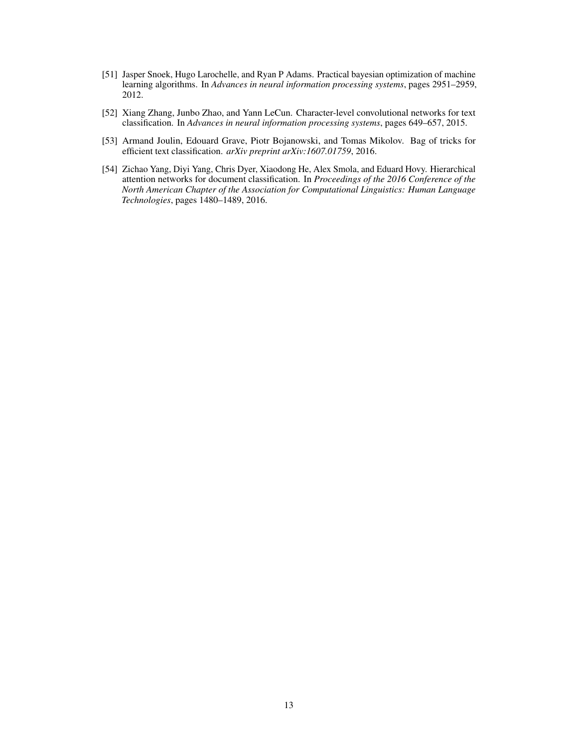[51] Jasper Snoek, Hugo Larochelle, and Ryan P Adams. Practical bayesian optimization of machine learning algorithms. In *Advances in neural information processing systems*, pages 2951–2959, 2012.

[52] Xiang Zhang, Junbo Zhao, and Yann LeCun. Character-level convolutional networks for text classification. In *Advances in neural information processing systems*, pages 649–657, 2015.

[53] Armand Joulin, Edouard Grave, Piotr Bojanowski, and Tomas Mikolov. Bag of tricks for efficient text classification. *arXiv preprint arXiv:1607.01759*, 2016.

[54] Zichao Yang, Diyi Yang, Chris Dyer, Xiaodong He, Alex Smola, and Eduard Hovy. Hierarchical attention networks for document classification. In *Proceedings of the 2016 Conference of the North American Chapter of the Association for Computational Linguistics: Human Language Technologies*, pages 1480–1489, 2016.